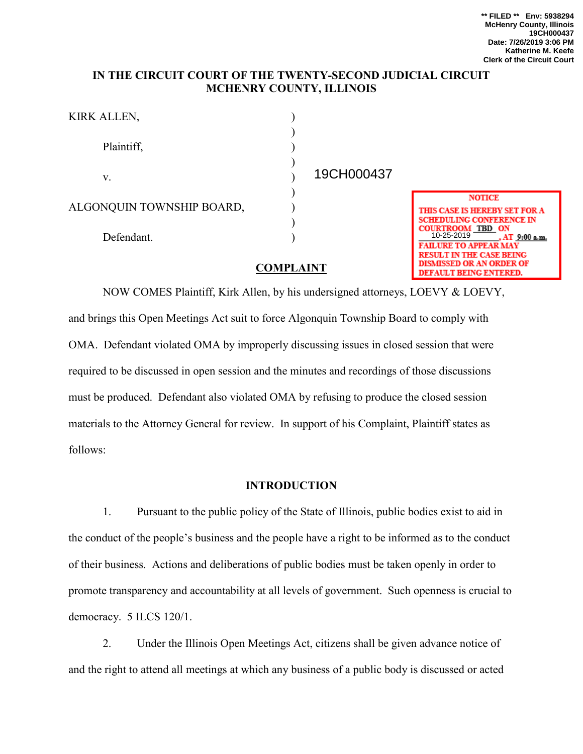**\*\* FILED \*\* Env: 5938294**
**McHenry County, Illinois**
**19CH000437**
**Date: 7/26/2019 3:06 PM**
**Katherine M. Keefe**
**Clerk of the Circuit Court**

**IN THE CIRCUIT COURT OF THE TWENTY-SECOND JUDICIAL CIRCUIT**
**MCHENRY COUNTY, ILLINOIS**

KIRK ALLEN,

Plaintiff,

v. — 19CH000437

ALGONQUIN TOWNSHIP BOARD,

Defendant.

**NOTICE**
**THIS CASE IS HEREBY SET FOR A SCHEDULING CONFERENCE IN COURTROOM TBD ON 10-25-2019, AT 9:00 a.m. FAILURE TO APPEAR MAY RESULT IN THE CASE BEING DISMISSED OR AN ORDER OF DEFAULT BEING ENTERED.**

## COMPLAINT

NOW COMES Plaintiff, Kirk Allen, by his undersigned attorneys, LOEVY & LOEVY, and brings this Open Meetings Act suit to force Algonquin Township Board to comply with OMA. Defendant violated OMA by improperly discussing issues in closed session that were required to be discussed in open session and the minutes and recordings of those discussions must be produced. Defendant also violated OMA by refusing to produce the closed session materials to the Attorney General for review. In support of his Complaint, Plaintiff states as follows:

### INTRODUCTION

1. Pursuant to the public policy of the State of Illinois, public bodies exist to aid in the conduct of the people's business and the people have a right to be informed as to the conduct of their business. Actions and deliberations of public bodies must be taken openly in order to promote transparency and accountability at all levels of government. Such openness is crucial to democracy. 5 ILCS 120/1.

2. Under the Illinois Open Meetings Act, citizens shall be given advance notice of and the right to attend all meetings at which any business of a public body is discussed or acted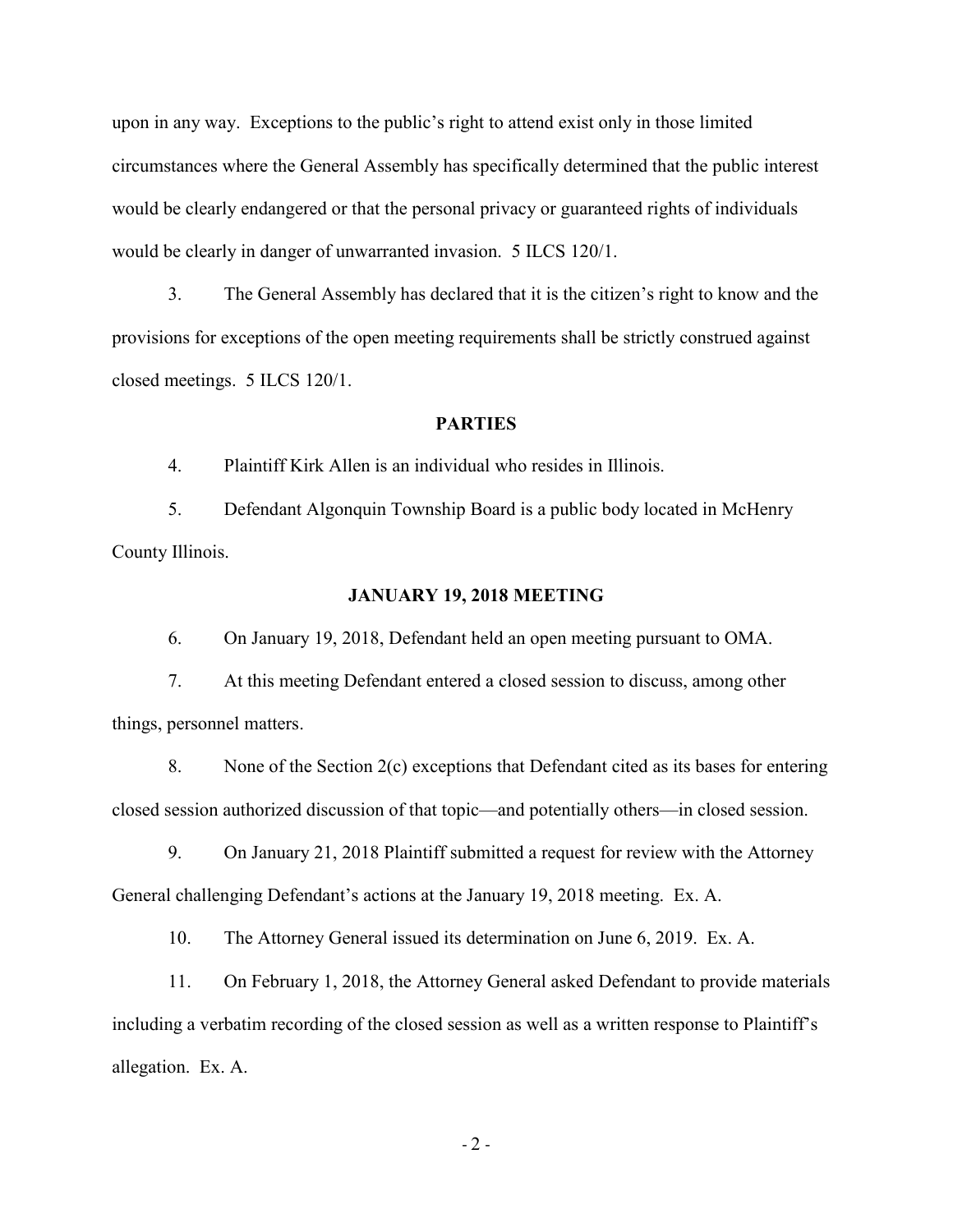upon in any way. Exceptions to the public's right to attend exist only in those limited circumstances where the General Assembly has specifically determined that the public interest would be clearly endangered or that the personal privacy or guaranteed rights of individuals would be clearly in danger of unwarranted invasion. 5 ILCS 120/1.

3. The General Assembly has declared that it is the citizen's right to know and the provisions for exceptions of the open meeting requirements shall be strictly construed against closed meetings. 5 ILCS 120/1.

## PARTIES

4. Plaintiff Kirk Allen is an individual who resides in Illinois.

5. Defendant Algonquin Township Board is a public body located in McHenry County Illinois.

## JANUARY 19, 2018 MEETING

6. On January 19, 2018, Defendant held an open meeting pursuant to OMA.

7. At this meeting Defendant entered a closed session to discuss, among other things, personnel matters.

8. None of the Section 2(c) exceptions that Defendant cited as its bases for entering closed session authorized discussion of that topic—and potentially others—in closed session.

9. On January 21, 2018 Plaintiff submitted a request for review with the Attorney General challenging Defendant's actions at the January 19, 2018 meeting. Ex. A.

10. The Attorney General issued its determination on June 6, 2019. Ex. A.

11. On February 1, 2018, the Attorney General asked Defendant to provide materials including a verbatim recording of the closed session as well as a written response to Plaintiff's allegation. Ex. A.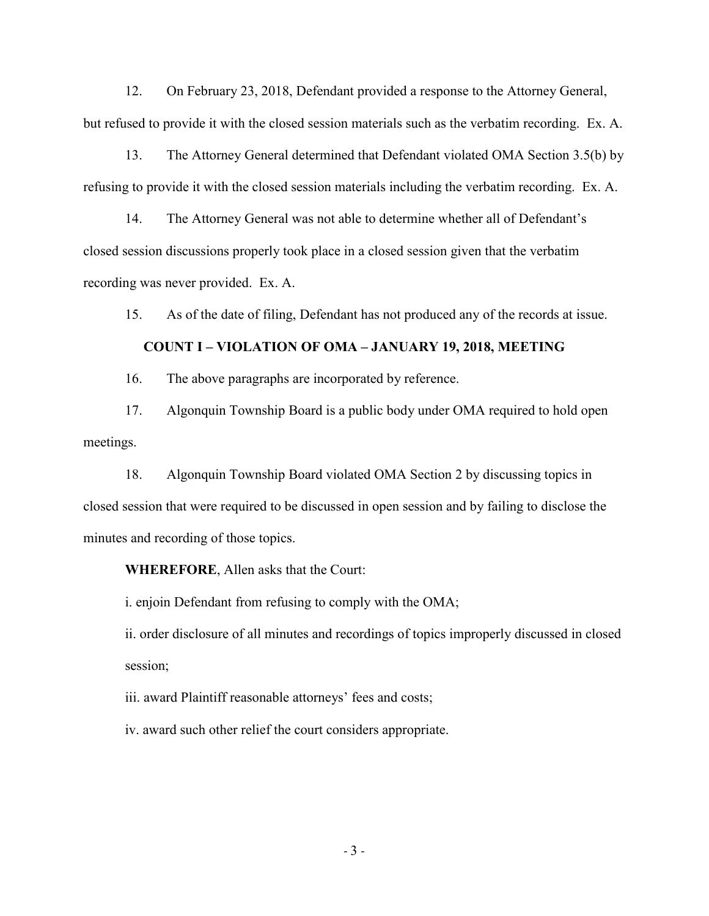12. On February 23, 2018, Defendant provided a response to the Attorney General, but refused to provide it with the closed session materials such as the verbatim recording. Ex. A.

13. The Attorney General determined that Defendant violated OMA Section 3.5(b) by refusing to provide it with the closed session materials including the verbatim recording. Ex. A.

14. The Attorney General was not able to determine whether all of Defendant's closed session discussions properly took place in a closed session given that the verbatim recording was never provided. Ex. A.

15. As of the date of filing, Defendant has not produced any of the records at issue.

**COUNT I – VIOLATION OF OMA – JANUARY 19, 2018, MEETING**

16. The above paragraphs are incorporated by reference.

17. Algonquin Township Board is a public body under OMA required to hold open meetings.

18. Algonquin Township Board violated OMA Section 2 by discussing topics in closed session that were required to be discussed in open session and by failing to disclose the minutes and recording of those topics.

**WHEREFORE**, Allen asks that the Court:

i. enjoin Defendant from refusing to comply with the OMA;

ii. order disclosure of all minutes and recordings of topics improperly discussed in closed session;

iii. award Plaintiff reasonable attorneys' fees and costs;

iv. award such other relief the court considers appropriate.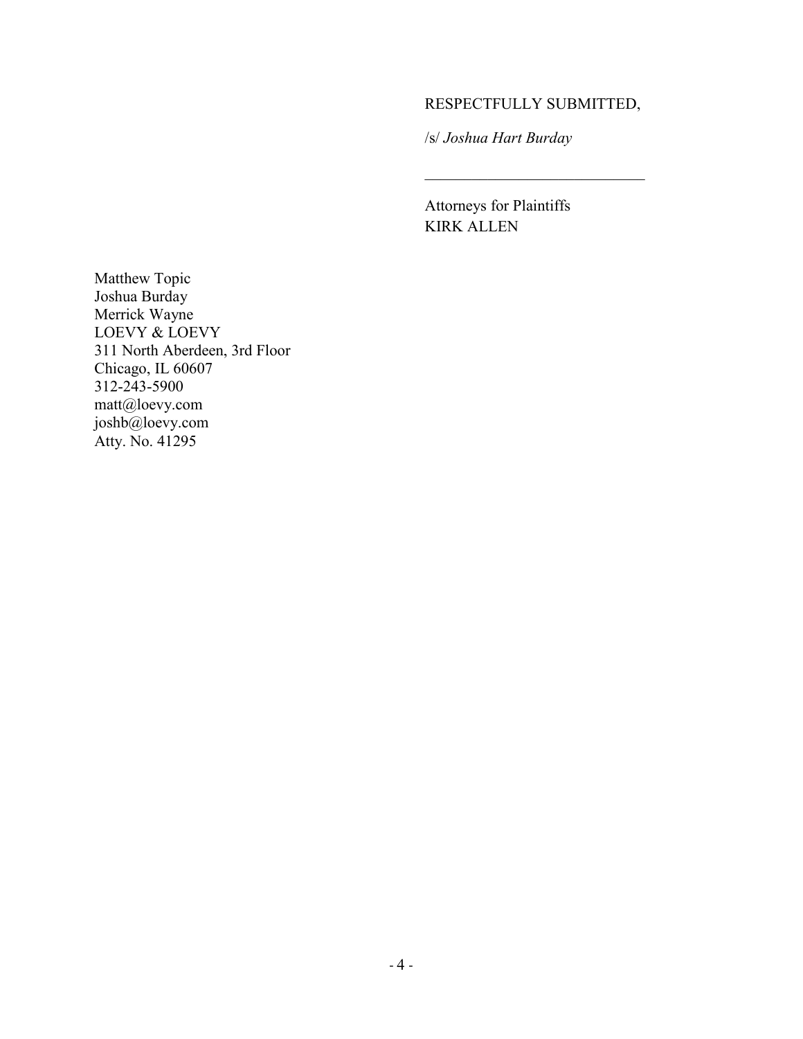RESPECTFULLY SUBMITTED,

/s/ *Joshua Hart Burday*

\_\_\_\_\_\_\_\_\_\_\_\_\_\_\_\_\_\_\_\_\_\_\_\_\_\_\_\_\_\_

Attorneys for Plaintiffs
KIRK ALLEN

Matthew Topic
Joshua Burday
Merrick Wayne
LOEVY & LOEVY
311 North Aberdeen, 3rd Floor
Chicago, IL 60607
312-243-5900
matt@loevy.com
joshb@loevy.com
Atty. No. 41295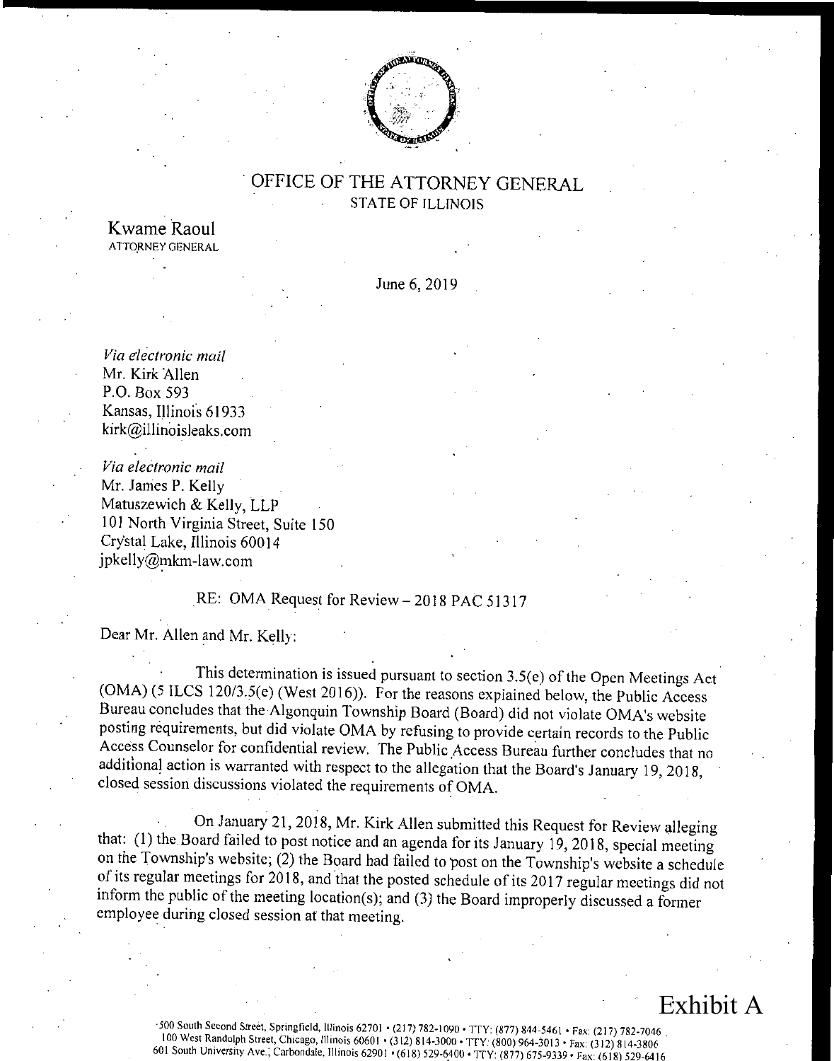# OFFICE OF THE ATTORNEY GENERAL
STATE OF ILLINOIS

Kwame Raoul
ATTORNEY GENERAL

June 6, 2019

*Via electronic mail*
Mr. Kirk Allen
P.O. Box 593
Kansas, Illinois 61933
kirk@illinoisleaks.com

*Via electronic mail*
Mr. James P. Kelly
Matuszewich & Kelly, LLP
101 North Virginia Street, Suite 150
Crystal Lake, Illinois 60014
jpkelly@mkm-law.com

RE: OMA Request for Review – 2018 PAC 51317

Dear Mr. Allen and Mr. Kelly:

This determination is issued pursuant to section 3.5(e) of the Open Meetings Act (OMA) (5 ILCS 120/3.5(e) (West 2016)). For the reasons explained below, the Public Access Bureau concludes that the Algonquin Township Board (Board) did not violate OMA's website posting requirements, but did violate OMA by refusing to provide certain records to the Public Access Counselor for confidential review. The Public Access Bureau further concludes that no additional action is warranted with respect to the allegation that the Board's January 19, 2018, closed session discussions violated the requirements of OMA.

On January 21, 2018, Mr. Kirk Allen submitted this Request for Review alleging that: (1) the Board failed to post notice and an agenda for its January 19, 2018, special meeting on the Township's website; (2) the Board had failed to post on the Township's website a schedule of its regular meetings for 2018, and that the posted schedule of its 2017 regular meetings did not inform the public of the meeting location(s); and (3) the Board improperly discussed a former employee during closed session at that meeting.

Exhibit A

500 South Second Street, Springfield, Illinois 62701 • (217) 782-1090 • TTY: (877) 844-5461 • Fax: (217) 782-7046
100 West Randolph Street, Chicago, Illinois 60601 • (312) 814-3000 • TTY: (800) 964-3013 • Fax: (312) 814-3806
601 South University Ave., Carbondale, Illinois 62901 • (618) 529-6400 • TTY: (877) 675-9339 • Fax: (618) 529-6416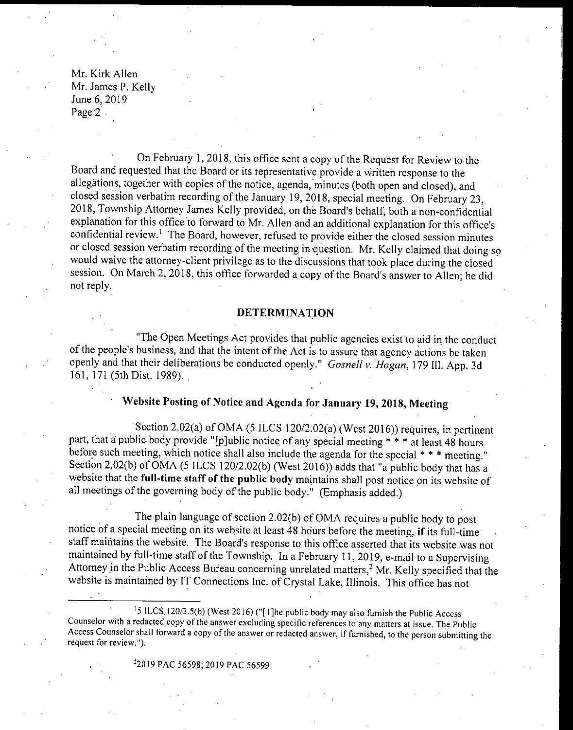Mr. Kirk Allen
Mr. James P. Kelly
June 6, 2019
Page 2

On February 1, 2018, this office sent a copy of the Request for Review to the Board and requested that the Board or its representative provide a written response to the allegations, together with copies of the notice, agenda, minutes (both open and closed), and closed session verbatim recording of the January 19, 2018, special meeting. On February 23, 2018, Township Attorney James Kelly provided, on the Board's behalf, both a non-confidential explanation for this office to forward to Mr. Allen and an additional explanation for this office's confidential review.[1] The Board, however, refused to provide either the closed session minutes or closed session verbatim recording of the meeting in question. Mr. Kelly claimed that doing so would waive the attorney-client privilege as to the discussions that took place during the closed session. On March 2, 2018, this office forwarded a copy of the Board's answer to Allen; he did not reply.

## DETERMINATION

"The Open Meetings Act provides that public agencies exist to aid in the conduct of the people's business, and that the intent of the Act is to assure that agency actions be taken openly and that their deliberations be conducted openly." *Gosnell v. Hogan*, 179 Ill. App. 3d 161, 171 (5th Dist. 1989).

### Website Posting of Notice and Agenda for January 19, 2018, Meeting

Section 2.02(a) of OMA (5 ILCS 120/2.02(a) (West 2016)) requires, in pertinent part, that a public body provide "[p]ublic notice of any special meeting * * * at least 48 hours before such meeting, which notice shall also include the agenda for the special * * * meeting." Section 2.02(b) of OMA (5 ILCS 120/2.02(b) (West 2016)) adds that "a public body that has a website that the **full-time staff of the public body** maintains shall post notice on its website of all meetings of the governing body of the public body." (Emphasis added.)

The plain language of section 2.02(b) of OMA requires a public body to post notice of a special meeting on its website at least 48 hours before the meeting, **if** its full-time staff maintains the website. The Board's response to this office asserted that its website was not maintained by full-time staff of the Township. In a February 11, 2019, e-mail to a Supervising Attorney in the Public Access Bureau concerning unrelated matters,[2] Mr. Kelly specified that the website is maintained by IT Connections Inc. of Crystal Lake, Illinois. This office has not

---

[1] 5 ILCS 120/3.5(b) (West 2016) ("[T]he public body may also furnish the Public Access Counselor with a redacted copy of the answer excluding specific references to any matters at issue. The Public Access Counselor shall forward a copy of the answer or redacted answer, if furnished, to the person submitting the request for review.").

[2] 2019 PAC 56598; 2019 PAC 56599.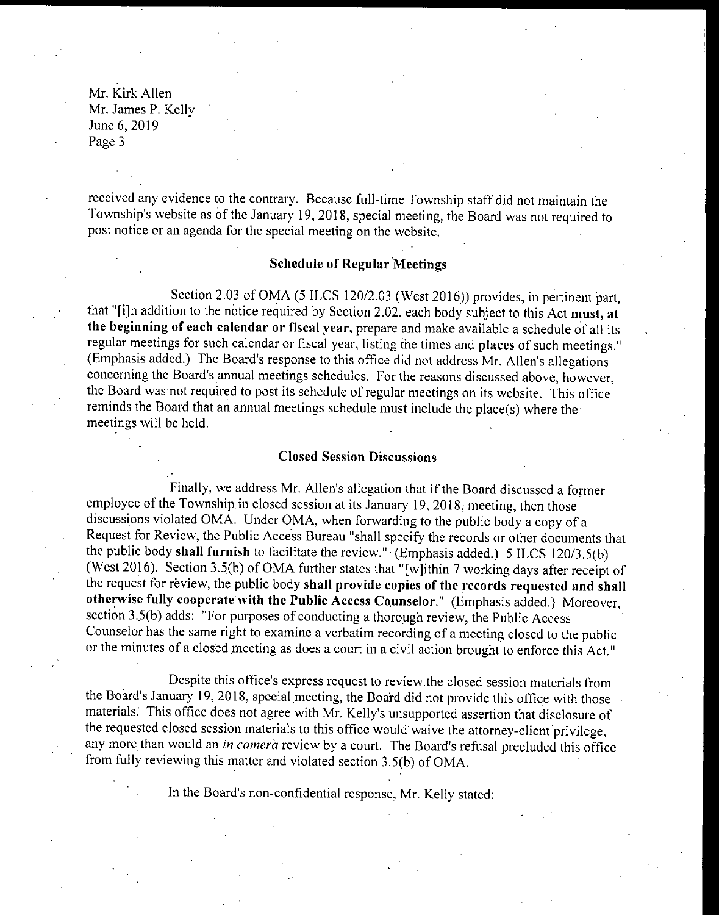received any evidence to the contrary. Because full-time Township staff did not maintain the Township's website as of the January 19, 2018, special meeting, the Board was not required to post notice or an agenda for the special meeting on the website.

### Schedule of Regular Meetings

Section 2.03 of OMA (5 ILCS 120/2.03 (West 2016)) provides, in pertinent part, that "[i]n addition to the notice required by Section 2.02, each body subject to this Act **must, at the beginning of each calendar or fiscal year,** prepare and make available a schedule of all its regular meetings for such calendar or fiscal year, listing the times and **places** of such meetings." (Emphasis added.) The Board's response to this office did not address Mr. Allen's allegations concerning the Board's annual meetings schedules. For the reasons discussed above, however, the Board was not required to post its schedule of regular meetings on its website. This office reminds the Board that an annual meetings schedule must include the place(s) where the meetings will be held.

### Closed Session Discussions

Finally, we address Mr. Allen's allegation that if the Board discussed a former employee of the Township in closed session at its January 19, 2018, meeting, then those discussions violated OMA. Under OMA, when forwarding to the public body a copy of a Request for Review, the Public Access Bureau "shall specify the records or other documents that the public body **shall furnish** to facilitate the review." (Emphasis added.) 5 ILCS 120/3.5(b) (West 2016). Section 3.5(b) of OMA further states that "[w]ithin 7 working days after receipt of the request for review, the public body **shall provide copies of the records requested and shall otherwise fully cooperate with the Public Access Counselor**." (Emphasis added.) Moreover, section 3.5(b) adds: "For purposes of conducting a thorough review, the Public Access Counselor has the same right to examine a verbatim recording of a meeting closed to the public or the minutes of a closed meeting as does a court in a civil action brought to enforce this Act."

Despite this office's express request to review the closed session materials from the Board's January 19, 2018, special meeting, the Board did not provide this office with those materials. This office does not agree with Mr. Kelly's unsupported assertion that disclosure of the requested closed session materials to this office would waive the attorney-client privilege, any more than would an *in camera* review by a court. The Board's refusal precluded this office from fully reviewing this matter and violated section 3.5(b) of OMA.

In the Board's non-confidential response, Mr. Kelly stated: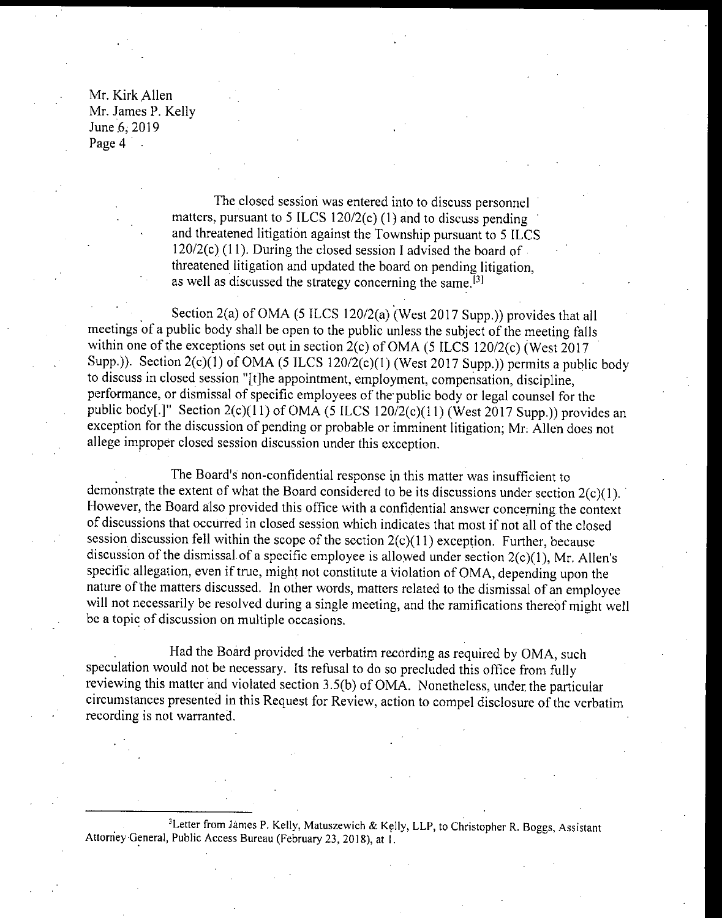Mr. Kirk Allen
Mr. James P. Kelly
June 6, 2019

> The closed session was entered into to discuss personnel matters, pursuant to 5 ILCS 120/2(c) (1) and to discuss pending and threatened litigation against the Township pursuant to 5 ILCS 120/2(c) (11). During the closed session I advised the board of threatened litigation and updated the board on pending litigation, as well as discussed the strategy concerning the same.[3]

Section 2(a) of OMA (5 ILCS 120/2(a) (West 2017 Supp.)) provides that all meetings of a public body shall be open to the public unless the subject of the meeting falls within one of the exceptions set out in section 2(c) of OMA (5 ILCS 120/2(c) (West 2017 Supp.)). Section 2(c)(1) of OMA (5 ILCS 120/2(c)(1) (West 2017 Supp.)) permits a public body to discuss in closed session "[t]he appointment, employment, compensation, discipline, performance, or dismissal of specific employees of the public body or legal counsel for the public body[.]" Section 2(c)(11) of OMA (5 ILCS 120/2(c)(11) (West 2017 Supp.)) provides an exception for the discussion of pending or probable or imminent litigation; Mr. Allen does not allege improper closed session discussion under this exception.

The Board's non-confidential response in this matter was insufficient to demonstrate the extent of what the Board considered to be its discussions under section 2(c)(1). However, the Board also provided this office with a confidential answer concerning the context of discussions that occurred in closed session which indicates that most if not all of the closed session discussion fell within the scope of the section 2(c)(11) exception. Further, because discussion of the dismissal of a specific employee is allowed under section 2(c)(1), Mr. Allen's specific allegation, even if true, might not constitute a violation of OMA, depending upon the nature of the matters discussed. In other words, matters related to the dismissal of an employee will not necessarily be resolved during a single meeting, and the ramifications thereof might well be a topic of discussion on multiple occasions.

Had the Board provided the verbatim recording as required by OMA, such speculation would not be necessary. Its refusal to do so precluded this office from fully reviewing this matter and violated section 3.5(b) of OMA. Nonetheless, under the particular circumstances presented in this Request for Review, action to compel disclosure of the verbatim recording is not warranted.

---

[3]Letter from James P. Kelly, Matuszewich & Kelly, LLP, to Christopher R. Boggs, Assistant Attorney General, Public Access Bureau (February 23, 2018), at 1.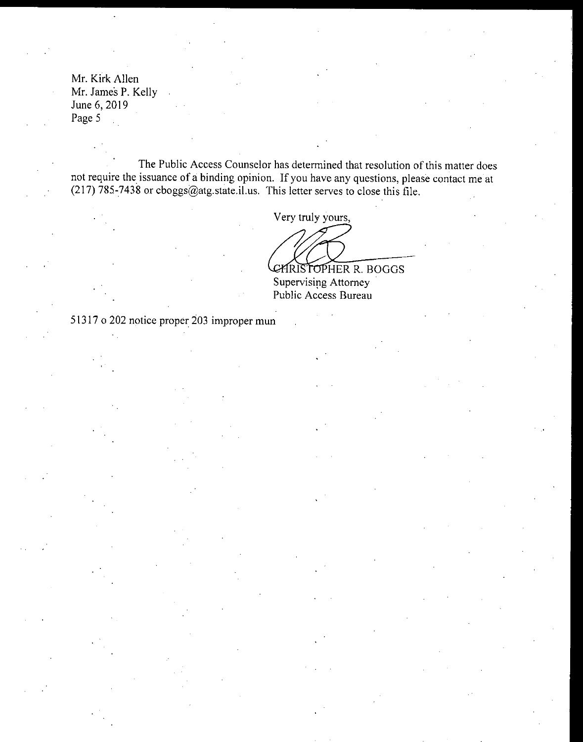Mr. Kirk Allen
Mr. James P. Kelly
June 6, 2019

The Public Access Counselor has determined that resolution of this matter does not require the issuance of a binding opinion. If you have any questions, please contact me at (217) 785-7438 or cboggs@atg.state.il.us. This letter serves to close this file.

Very truly yours,

CHRISTOPHER R. BOGGS
Supervising Attorney
Public Access Bureau

51317 o 202 notice proper 203 improper mun